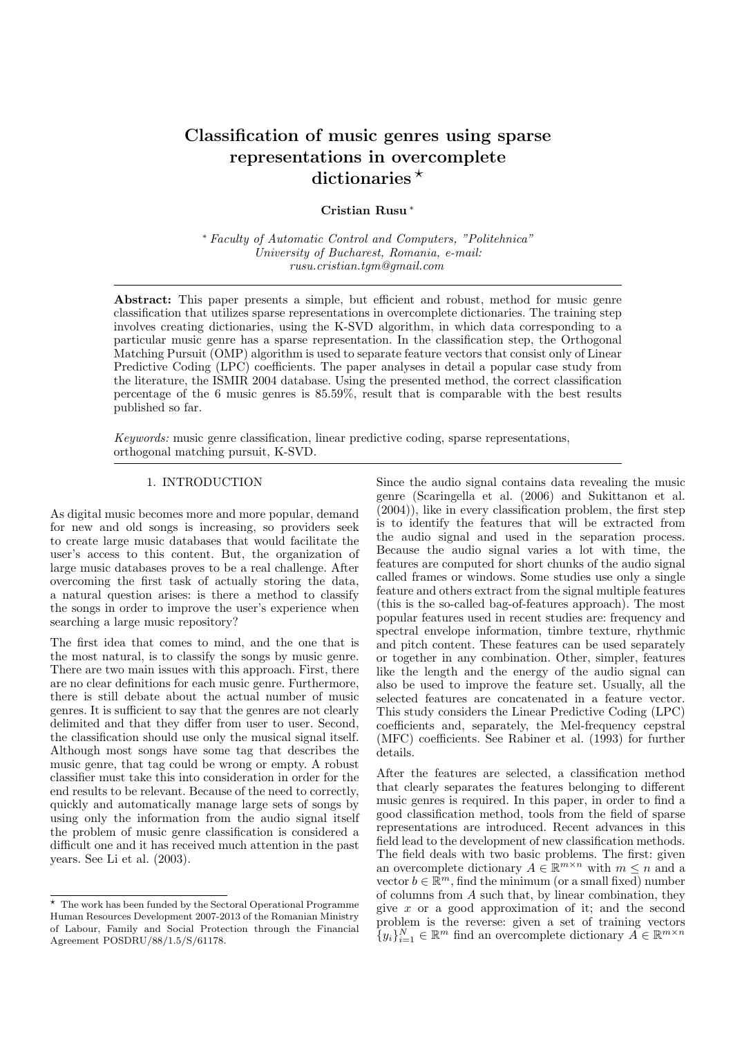# Classification of music genres using sparse representations in overcomplete dictionaries ⋆

**Cristian Rusu** *

\* *Faculty of Automatic Control and Computers, "Politehnica" University of Bucharest, Romania, e-mail: rusu.cristian.tgm@gmail.com*

**Abstract:** This paper presents a simple, but efficient and robust, method for music genre classification that utilizes sparse representations in overcomplete dictionaries. The training step involves creating dictionaries, using the K-SVD algorithm, in which data corresponding to a particular music genre has a sparse representation. In the classification step, the Orthogonal Matching Pursuit (OMP) algorithm is used to separate feature vectors that consist only of Linear Predictive Coding (LPC) coefficients. The paper analyses in detail a popular case study from the literature, the ISMIR 2004 database. Using the presented method, the correct classification percentage of the 6 music genres is 85.59%, result that is comparable with the best results published so far.

*Keywords:* music genre classification, linear predictive coding, sparse representations, orthogonal matching pursuit, K-SVD.

## 1. INTRODUCTION

As digital music becomes more and more popular, demand for new and old songs is increasing, so providers seek to create large music databases that would facilitate the user's access to this content. But, the organization of large music databases proves to be a real challenge. After overcoming the first task of actually storing the data, a natural question arises: is there a method to classify the songs in order to improve the user's experience when searching a large music repository?

The first idea that comes to mind, and the one that is the most natural, is to classify the songs by music genre. There are two main issues with this approach. First, there are no clear definitions for each music genre. Furthermore, there is still debate about the actual number of music genres. It is sufficient to say that the genres are not clearly delimited and that they differ from user to user. Second, the classification should use only the musical signal itself. Although most songs have some tag that describes the music genre, that tag could be wrong or empty. A robust classifier must take this into consideration in order for the end results to be relevant. Because of the need to correctly, quickly and automatically manage large sets of songs by using only the information from the audio signal itself the problem of music genre classification is considered a difficult one and it has received much attention in the past years. See Li et al. (2003).

Since the audio signal contains data revealing the music genre (Scaringella et al. (2006) and Sukittanon et al. (2004)), like in every classification problem, the first step is to identify the features that will be extracted from the audio signal and used in the separation process. Because the audio signal varies a lot with time, the features are computed for short chunks of the audio signal called frames or windows. Some studies use only a single feature and others extract from the signal multiple features (this is the so-called bag-of-features approach). The most popular features used in recent studies are: frequency and spectral envelope information, timbre texture, rhythmic and pitch content. These features can be used separately or together in any combination. Other, simpler, features like the length and the energy of the audio signal can also be used to improve the feature set. Usually, all the selected features are concatenated in a feature vector. This study considers the Linear Predictive Coding (LPC) coefficients and, separately, the Mel-frequency cepstral (MFC) coefficients. See Rabiner et al. (1993) for further details.

After the features are selected, a classification method that clearly separates the features belonging to different music genres is required. In this paper, in order to find a good classification method, tools from the field of sparse representations are introduced. Recent advances in this field lead to the development of new classification methods. The field deals with two basic problems. The first: given an overcomplete dictionary $A \in \mathbb{R}^{m \times n}$ with $m \leq n$ and a vector $b \in \mathbb{R}^m$, find the minimum (or a small fixed) number of columns from $A$ such that, by linear combination, they give $x$ or a good approximation of it; and the second problem is the reverse: given a set of training vectors $\{y_i\}_{i=1}^N \in \mathbb{R}^m$ find an overcomplete dictionary $A \in \mathbb{R}^{m \times n}$

⋆ The work has been funded by the Sectoral Operational Programme Human Resources Development 2007-2013 of the Romanian Ministry of Labour, Family and Social Protection through the Financial Agreement POSDRU/88/1.5/S/61178.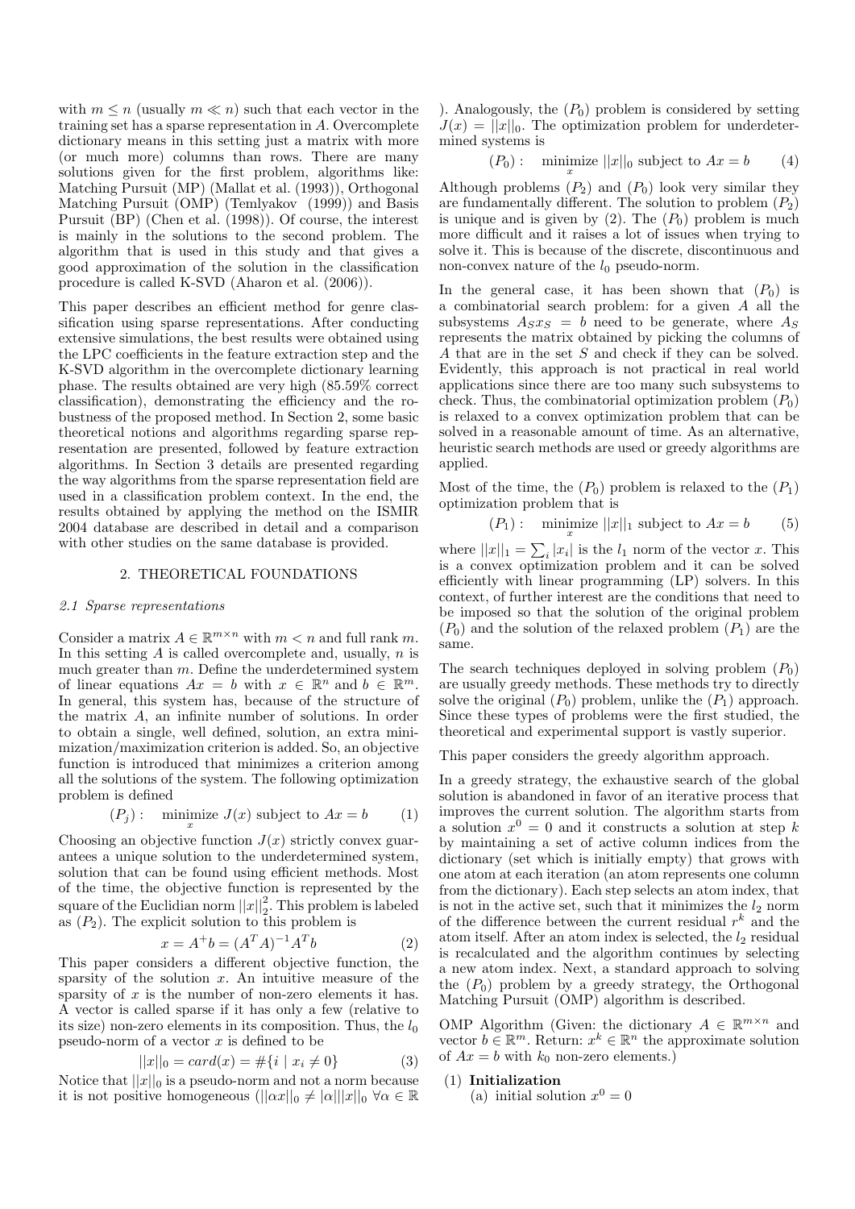with $m \leq n$ (usually $m \ll n$) such that each vector in the training set has a sparse representation in $A$. Overcomplete dictionary means in this setting just a matrix with more (or much more) columns than rows. There are many solutions given for the first problem, algorithms like: Matching Pursuit (MP) (Mallat et al. (1993)), Orthogonal Matching Pursuit (OMP) (Temlyakov (1999)) and Basis Pursuit (BP) (Chen et al. (1998)). Of course, the interest is mainly in the solutions to the second problem. The algorithm that is used in this study and that gives a good approximation of the solution in the classification procedure is called K-SVD (Aharon et al. (2006)).

This paper describes an efficient method for genre classification using sparse representations. After conducting extensive simulations, the best results were obtained using the LPC coefficients in the feature extraction step and the K-SVD algorithm in the overcomplete dictionary learning phase. The results obtained are very high (85.59% correct classification), demonstrating the efficiency and the robustness of the proposed method. In Section 2, some basic theoretical notions and algorithms regarding sparse representation are presented, followed by feature extraction algorithms. In Section 3 details are presented regarding the way algorithms from the sparse representation field are used in a classification problem context. In the end, the results obtained by applying the method on the ISMIR 2004 database are described in detail and a comparison with other studies on the same database is provided.

## 2. THEORETICAL FOUNDATIONS

### 2.1 Sparse representations

Consider a matrix $A \in \mathbb{R}^{m \times n}$ with $m < n$ and full rank $m$. In this setting $A$ is called overcomplete and, usually, $n$ is much greater than $m$. Define the underdetermined system of linear equations $Ax = b$ with $x \in \mathbb{R}^n$ and $b \in \mathbb{R}^m$. In general, this system has, because of the structure of the matrix $A$, an infinite number of solutions. In order to obtain a single, well defined, solution, an extra minimization/maximization criterion is added. So, an objective function is introduced that minimizes a criterion among all the solutions of the system. The following optimization problem is defined

$$(P_j): \quad \underset{x}{\text{minimize}}\ J(x) \text{ subject to } Ax = b \tag{1}$$

Choosing an objective function $J(x)$ strictly convex guarantees a unique solution to the underdetermined system, solution that can be found using efficient methods. Most of the time, the objective function is represented by the square of the Euclidian norm $||x||_2^2$. This problem is labeled as $(P_2)$. The explicit solution to this problem is

$$x = A^+ b = (A^T A)^{-1} A^T b \tag{2}$$

This paper considers a different objective function, the sparsity of the solution $x$. An intuitive measure of the sparsity of $x$ is the number of non-zero elements it has. A vector is called sparse if it has only a few (relative to its size) non-zero elements in its composition. Thus, the $l_0$ pseudo-norm of a vector $x$ is defined to be

$$||x||_0 = card(x) = \#\{i \mid x_i \neq 0\} \tag{3}$$

Notice that $||x||_0$ is a pseudo-norm and not a norm because it is not positive homogeneous ($||\alpha x||_0 \neq |\alpha| ||x||_0 \ \forall \alpha \in \mathbb{R}$). Analogously, the $(P_0)$ problem is considered by setting $J(x) = ||x||_0$. The optimization problem for underdetermined systems is

$$(P_0): \quad \underset{x}{\text{minimize}}\ ||x||_0 \text{ subject to } Ax = b \tag{4}$$

Although problems $(P_2)$ and $(P_0)$ look very similar they are fundamentally different. The solution to problem $(P_2)$ is unique and is given by (2). The $(P_0)$ problem is much more difficult and it raises a lot of issues when trying to solve it. This is because of the discrete, discontinuous and non-convex nature of the $l_0$ pseudo-norm.

In the general case, it has been shown that $(P_0)$ is a combinatorial search problem: for a given $A$ all the subsystems $A_S x_S = b$ need to be generate, where $A_S$ represents the matrix obtained by picking the columns of $A$ that are in the set $S$ and check if they can be solved. Evidently, this approach is not practical in real world applications since there are too many such subsystems to check. Thus, the combinatorial optimization problem $(P_0)$ is relaxed to a convex optimization problem that can be solved in a reasonable amount of time. As an alternative, heuristic search methods are used or greedy algorithms are applied.

Most of the time, the $(P_0)$ problem is relaxed to the $(P_1)$ optimization problem that is

$$(P_1): \quad \underset{x}{\text{minimize}}\ ||x||_1 \text{ subject to } Ax = b \tag{5}$$

where $||x||_1 = \sum_i |x_i|$ is the $l_1$ norm of the vector $x$. This is a convex optimization problem and it can be solved efficiently with linear programming (LP) solvers. In this context, of further interest are the conditions that need to be imposed so that the solution of the original problem $(P_0)$ and the solution of the relaxed problem $(P_1)$ are the same.

The search techniques deployed in solving problem $(P_0)$ are usually greedy methods. These methods try to directly solve the original $(P_0)$ problem, unlike the $(P_1)$ approach. Since these types of problems were the first studied, the theoretical and experimental support is vastly superior.

This paper considers the greedy algorithm approach.

In a greedy strategy, the exhaustive search of the global solution is abandoned in favor of an iterative process that improves the current solution. The algorithm starts from a solution $x^0 = 0$ and it constructs a solution at step $k$ by maintaining a set of active column indices from the dictionary (set which is initially empty) that grows with one atom at each iteration (an atom represents one column from the dictionary). Each step selects an atom index, that is not in the active set, such that it minimizes the $l_2$ norm of the difference between the current residual $r^k$ and the atom itself. After an atom index is selected, the $l_2$ residual is recalculated and the algorithm continues by selecting a new atom index. Next, a standard approach to solving the $(P_0)$ problem by a greedy strategy, the Orthogonal Matching Pursuit (OMP) algorithm is described.

OMP Algorithm (Given: the dictionary $A \in \mathbb{R}^{m \times n}$ and vector $b \in \mathbb{R}^m$. Return: $x^k \in \mathbb{R}^n$ the approximate solution of $Ax = b$ with $k_0$ non-zero elements.)

(1) **Initialization**
   (a) initial solution $x^0 = 0$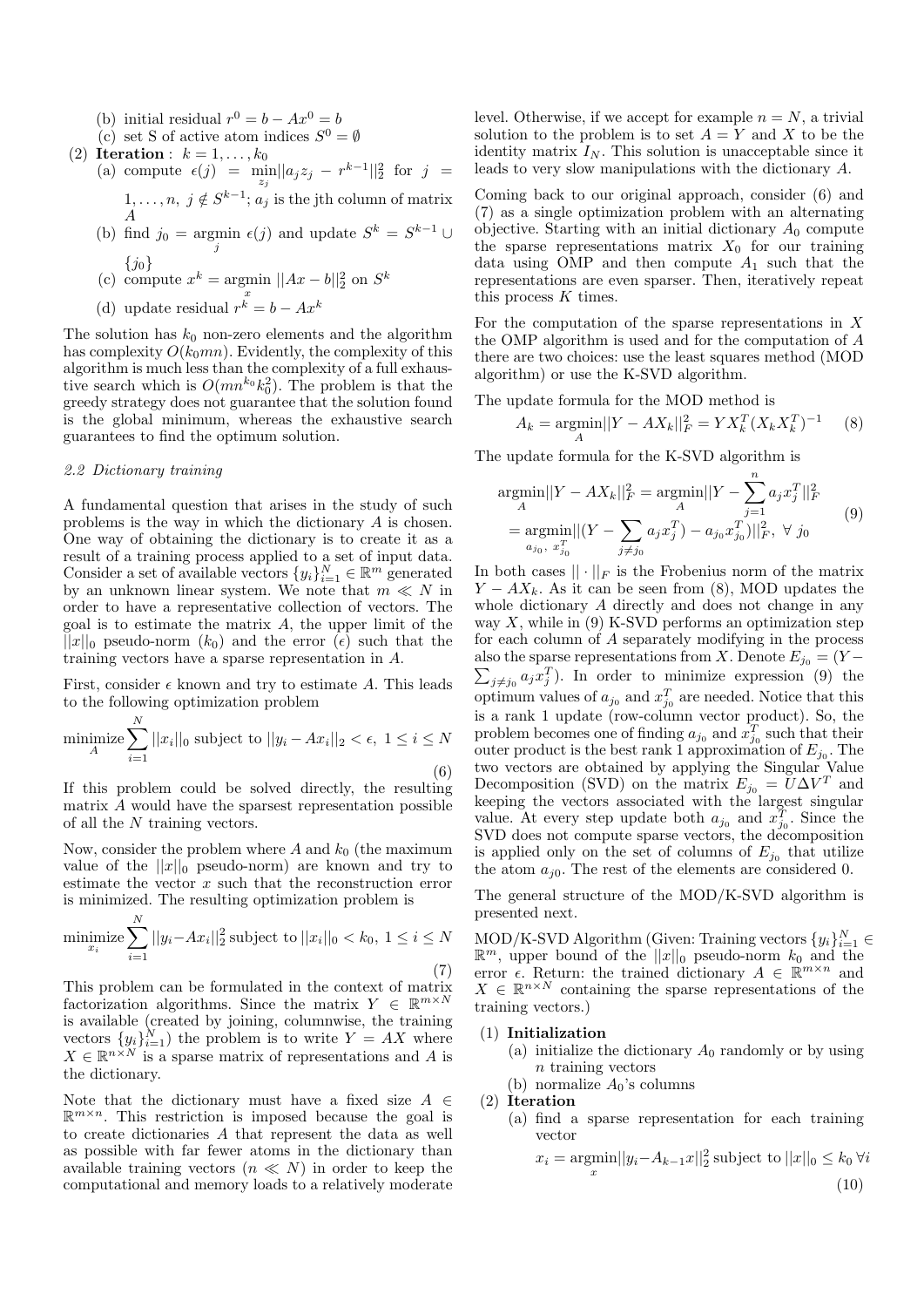(b) initial residual $r^0 = b - Ax^0 = b$

(c) set S of active atom indices $S^0 = \emptyset$

(2) **Iteration** : $k = 1, \dots, k_0$

(a) compute $\epsilon(j) = \min_{z_j} ||a_j z_j - r^{k-1}||_2^2$ for $j = 1, \dots, n$, $j \notin S^{k-1}$; $a_j$ is the jth column of matrix $A$

(b) find $j_0 = \operatorname{argmin}_j \epsilon(j)$ and update $S^k = S^{k-1} \cup \{j_0\}$

(c) compute $x^k = \operatorname{argmin}_x ||Ax - b||_2^2$ on $S^k$

(d) update residual $r^k = b - Ax^k$

The solution has $k_0$ non-zero elements and the algorithm has complexity $O(k_0 mn)$. Evidently, the complexity of this algorithm is much less than the complexity of a full exhaustive search which is $O(mn^{k_0} k_0^2)$. The problem is that the greedy strategy does not guarantee that the solution found is the global minimum, whereas the exhaustive search guarantees to find the optimum solution.

### *2.2 Dictionary training*

A fundamental question that arises in the study of such problems is the way in which the dictionary $A$ is chosen. One way of obtaining the dictionary is to create it as a result of a training process applied to a set of input data. Consider a set of available vectors $\{y_i\}_{i=1}^N \in \mathbb{R}^m$ generated by an unknown linear system. We note that $m \ll N$ in order to have a representative collection of vectors. The goal is to estimate the matrix $A$, the upper limit of the $||x||_0$ pseudo-norm ($k_0$) and the error ($\epsilon$) such that the training vectors have a sparse representation in $A$.

First, consider $\epsilon$ known and try to estimate $A$. This leads to the following optimization problem

$$\underset{A}{\text{minimize}} \sum_{i=1}^N ||x_i||_0 \text{ subject to } ||y_i - Ax_i||_2 < \epsilon, \ 1 \le i \le N \tag{6}$$

If this problem could be solved directly, the resulting matrix $A$ would have the sparsest representation possible of all the $N$ training vectors.

Now, consider the problem where $A$ and $k_0$ (the maximum value of the $||x||_0$ pseudo-norm) are known and try to estimate the vector $x$ such that the reconstruction error is minimized. The resulting optimization problem is

$$\underset{x_i}{\text{minimize}} \sum_{i=1}^N ||y_i - Ax_i||_2^2 \text{ subject to } ||x_i||_0 < k_0, \ 1 \le i \le N \tag{7}$$

This problem can be formulated in the context of matrix factorization algorithms. Since the matrix $Y \in \mathbb{R}^{m \times N}$ is available (created by joining, columnwise, the training vectors $\{y_i\}_{i=1}^N$) the problem is to write $Y = AX$ where $X \in \mathbb{R}^{n \times N}$ is a sparse matrix of representations and $A$ is the dictionary.

Note that the dictionary must have a fixed size $A \in \mathbb{R}^{m \times n}$. This restriction is imposed because the goal is to create dictionaries $A$ that represent the data as well as possible with far fewer atoms in the dictionary than available training vectors ($n \ll N$) in order to keep the computational and memory loads to a relatively moderate level. Otherwise, if we accept for example $n = N$, a trivial solution to the problem is to set $A = Y$ and $X$ to be the identity matrix $I_N$. This solution is unacceptable since it leads to very slow manipulations with the dictionary $A$.

Coming back to our original approach, consider (6) and (7) as a single optimization problem with an alternating objective. Starting with an initial dictionary $A_0$ compute the sparse representations matrix $X_0$ for our training data using OMP and then compute $A_1$ such that the representations are even sparser. Then, iteratively repeat this process $K$ times.

For the computation of the sparse representations in $X$ the OMP algorithm is used and for the computation of $A$ there are two choices: use the least squares method (MOD algorithm) or use the K-SVD algorithm.

The update formula for the MOD method is

$$A_k = \underset{A}{\operatorname{argmin}} ||Y - AX_k||_F^2 = Y X_k^T (X_k X_k^T)^{-1} \tag{8}$$

The update formula for the K-SVD algorithm is

$$\begin{aligned} \underset{A}{\operatorname{argmin}} ||Y - AX_k||_F^2 &= \underset{A}{\operatorname{argmin}} ||Y - \sum_{j=1}^n a_j x_j^T||_F^2 \\ &= \underset{a_{j_0}, \ x_{j_0}^T}{\operatorname{argmin}} ||(Y - \sum_{j \ne j_0} a_j x_j^T) - a_{j_0} x_{j_0}^T)||_F^2, \ \forall \ j_0 \end{aligned} \tag{9}$$

In both cases $|| \cdot ||_F$ is the Frobenius norm of the matrix $Y - AX_k$. As it can be seen from (8), MOD updates the whole dictionary $A$ directly and does not change in any way $X$, while in (9) K-SVD performs an optimization step for each column of $A$ separately modifying in the process also the sparse representations from $X$. Denote $E_{j_0} = (Y - \sum_{j \ne j_0} a_j x_j^T)$. In order to minimize expression (9) the optimum values of $a_{j_0}$ and $x_{j_0}^T$ are needed. Notice that this is a rank 1 update (row-column vector product). So, the problem becomes one of finding $a_{j_0}$ and $x_{j_0}^T$ such that their outer product is the best rank 1 approximation of $E_{j_0}$. The two vectors are obtained by applying the Singular Value Decomposition (SVD) on the matrix $E_{j_0} = U \Delta V^T$ and keeping the vectors associated with the largest singular value. At every step update both $a_{j_0}$ and $x_{j_0}^T$. Since the SVD does not compute sparse vectors, the decomposition is applied only on the set of columns of $E_{j_0}$ that utilize the atom $a_{j0}$. The rest of the elements are considered 0.

The general structure of the MOD/K-SVD algorithm is presented next.

MOD/K-SVD Algorithm (Given: Training vectors $\{y_i\}_{i=1}^N \in \mathbb{R}^m$, upper bound of the $||x||_0$ pseudo-norm $k_0$ and the error $\epsilon$. Return: the trained dictionary $A \in \mathbb{R}^{m \times n}$ and $X \in \mathbb{R}^{n \times N}$ containing the sparse representations of the training vectors.)

(1) **Initialization**

(a) initialize the dictionary $A_0$ randomly or by using $n$ training vectors

(b) normalize $A_0$'s columns

(2) **Iteration**

(a) find a sparse representation for each training vector

$$x_i = \underset{x}{\operatorname{argmin}} ||y_i - A_{k-1} x||_2^2 \text{ subject to } ||x||_0 \le k_0 \ \forall i \tag{10}$$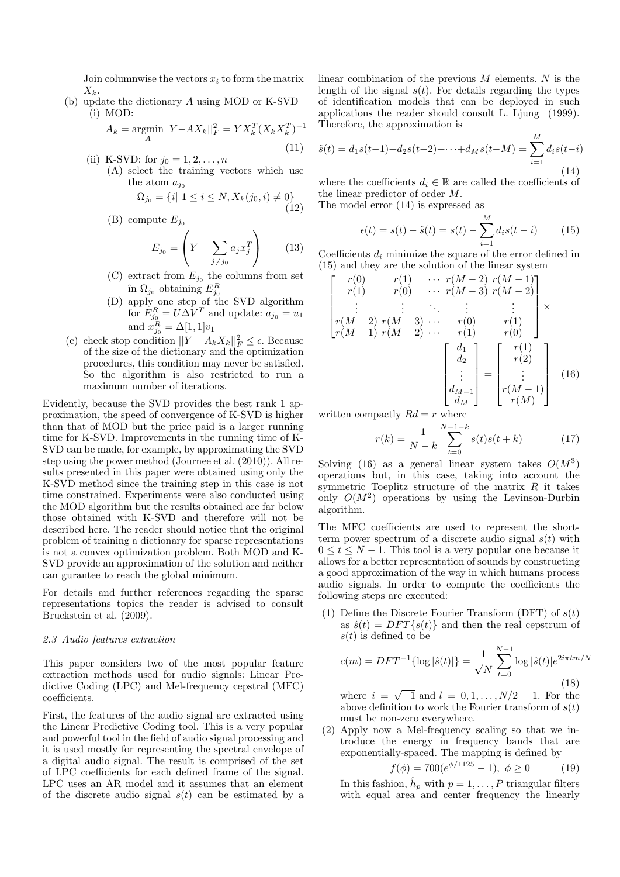Join columnwise the vectors $x_i$ to form the matrix $X_k$.

(b) update the dictionary $A$ using MOD or K-SVD

(i) MOD:

$$A_k = \underset{A}{\operatorname{argmin}} ||Y - AX_k||_F^2 = YX_k^T(X_kX_k^T)^{-1} \tag{11}$$

(ii) K-SVD: for $j_0 = 1, 2, \dots, n$

(A) select the training vectors which use the atom $a_{j_0}$

$$\Omega_{j_0} = \{i |\ 1 \leq i \leq N, X_k(j_0, i) \neq 0\} \tag{12}$$

(B) compute $E_{j_0}$

$$E_{j_0} = \left( Y - \sum_{j \neq j_0} a_j x_j^T \right) \tag{13}$$

(C) extract from $E_{j_0}$ the columns from set în $\Omega_{j_0}$ obtaining $E_{j_0}^R$

(D) apply one step of the SVD algorithm for $E_{j_0}^R = U\Delta V^T$ and update: $a_{j_0} = u_1$ and $x_{j_0}^R = \Delta[1,1]v_1$

(c) check stop condition $||Y - A_kX_k||_F^2 \leq \epsilon$. Because of the size of the dictionary and the optimization procedures, this condition may never be satisfied. So the algorithm is also restricted to run a maximum number of iterations.

Evidently, because the SVD provides the best rank 1 approximation, the speed of convergence of K-SVD is higher than that of MOD but the price paid is a larger running time for K-SVD. Improvements in the running time of K-SVD can be made, for example, by approximating the SVD step using the power method (Journee et al. (2010)). All results presented in this paper were obtained using only the K-SVD method since the training step in this case is not time constrained. Experiments were also conducted using the MOD algorithm but the results obtained are far below those obtained with K-SVD and therefore will not be described here. The reader should notice that the original problem of training a dictionary for sparse representations is not a convex optimization problem. Both MOD and K-SVD provide an approximation of the solution and neither can gurantee to reach the global minimum.

For details and further references regarding the sparse representations topics the reader is advised to consult Bruckstein et al. (2009).

### *2.3 Audio features extraction*

This paper considers two of the most popular feature extraction methods used for audio signals: Linear Predictive Coding (LPC) and Mel-frequency cepstral (MFC) coefficients.

First, the features of the audio signal are extracted using the Linear Predictive Coding tool. This is a very popular and powerful tool in the field of audio signal processing and it is used mostly for representing the spectral envelope of a digital audio signal. The result is comprised of the set of LPC coefficients for each defined frame of the signal. LPC uses an AR model and it assumes that an element of the discrete audio signal $s(t)$ can be estimated by a linear combination of the previous $M$ elements. $N$ is the length of the signal $s(t)$. For details regarding the types of identification models that can be deployed in such applications the reader should consult L. Ljung (1999). Therefore, the approximation is

$$\tilde{s}(t) = d_1 s(t-1) + d_2 s(t-2) + \dots + d_M s(t-M) = \sum_{i=1}^{M} d_i s(t-i) \tag{14}$$

where the coefficients $d_i \in \mathbb{R}$ are called the coefficients of the linear predictor of order $M$.

The model error (14) is expressed as

$$\epsilon(t) = s(t) - \tilde{s}(t) = s(t) - \sum_{i=1}^{M} d_i s(t-i) \tag{15}$$

Coefficients $d_i$ minimize the square of the error defined in (15) and they are the solution of the linear system

$$\begin{bmatrix} r(0) & r(1) & \cdots & r(M-2) & r(M-1) \\ r(1) & r(0) & \cdots & r(M-3) & r(M-2) \\ \vdots & \vdots & \ddots & \vdots & \vdots \\ r(M-2) & r(M-3) & \cdots & r(0) & r(1) \\ r(M-1) & r(M-2) & \cdots & r(1) & r(0) \end{bmatrix} \times \begin{bmatrix} d_1 \\ d_2 \\ \vdots \\ d_{M-1} \\ d_M \end{bmatrix} = \begin{bmatrix} r(1) \\ r(2) \\ \vdots \\ r(M-1) \\ r(M) \end{bmatrix} \tag{16}$$

written compactly $Rd = r$ where

$$r(k) = \frac{1}{N-k} \sum_{t=0}^{N-1-k} s(t)s(t+k) \tag{17}$$

Solving (16) as a general linear system takes $O(M^3)$ operations but, in this case, taking into account the symmetric Toeplitz structure of the matrix $R$ it takes only $O(M^2)$ operations by using the Levinson-Durbin algorithm.

The MFC coefficients are used to represent the short-term power spectrum of a discrete audio signal $s(t)$ with $0 \leq t \leq N-1$. This tool is a very popular one because it allows for a better representation of sounds by constructing a good approximation of the way in which humans process audio signals. In order to compute the coefficients the following steps are executed:

(1) Define the Discrete Fourier Transform (DFT) of $s(t)$ as $\hat{s}(t) = DFT\{s(t)\}$ and then the real cepstrum of $s(t)$ is defined to be

$$c(m) = DFT^{-1}\{\log |\hat{s}(t)|\} = \frac{1}{\sqrt{N}} \sum_{t=0}^{N-1} \log |\hat{s}(t)| e^{2i\pi tm/N} \tag{18}$$

where $i = \sqrt{-1}$ and $l = 0, 1, \dots, N/2 + 1$. For the above definition to work the Fourier transform of $s(t)$ must be non-zero everywhere.

(2) Apply now a Mel-frequency scaling so that we introduce the energy in frequency bands that are exponentially-spaced. The mapping is defined by

$$f(\phi) = 700(e^{\phi/1125} - 1),\ \phi \geq 0 \tag{19}$$

In this fashion, $\hat{h}_p$ with $p = 1, \dots, P$ triangular filters with equal area and center frequency the linearly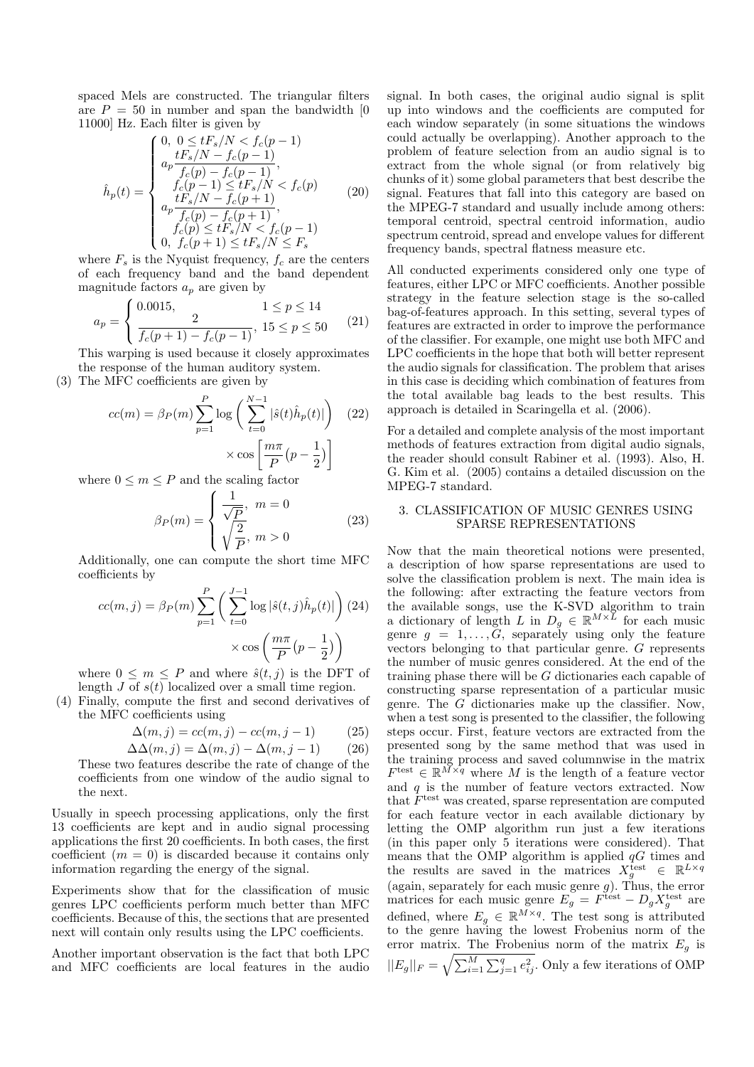spaced Mels are constructed. The triangular filters are $P = 50$ in number and span the bandwidth [0 11000] Hz. Each filter is given by

$$\hat{h}_p(t) = \begin{cases} 0, \ 0 \le tF_s/N < f_c(p-1) \\ a_p \dfrac{tF_s/N - f_c(p-1)}{f_c(p) - f_c(p-1)}, \\ \quad f_c(p-1) \le tF_s/N < f_c(p) \\ a_p \dfrac{tF_s/N - f_c(p+1)}{f_c(p) - f_c(p+1)}, \\ \quad f_c(p) \le tF_s/N < f_c(p-1) \\ 0, \ f_c(p+1) \le tF_s/N \le F_s \end{cases} \tag{20}$$

where $F_s$ is the Nyquist frequency, $f_c$ are the centers of each frequency band and the band dependent magnitude factors $a_p$ are given by

$$a_p = \begin{cases} 0.0015, & 1 \le p \le 14 \\ \dfrac{2}{f_c(p+1) - f_c(p-1)}, & 15 \le p \le 50 \end{cases} \tag{21}$$

This warping is used because it closely approximates the response of the human auditory system.

(3) The MFC coefficients are given by

$$cc(m) = \beta_P(m) \sum_{p=1}^{P} \log\left( \sum_{t=0}^{N-1} |\hat{s}(t)\hat{h}_p(t)| \right) \times \cos\left[ \frac{m\pi}{P}(p - \frac{1}{2}) \right] \tag{22}$$

where $0 \le m \le P$ and the scaling factor

$$\beta_P(m) = \begin{cases} \dfrac{1}{\sqrt{P}}, \ m = 0 \\ \sqrt{\dfrac{2}{P}}, \ m > 0 \end{cases} \tag{23}$$

Additionally, one can compute the short time MFC coefficients by

$$cc(m,j) = \beta_P(m) \sum_{p=1}^{P} \left( \sum_{t=0}^{J-1} \log |\hat{s}(t,j)\hat{h}_p(t)| \right) \times \cos\left( \frac{m\pi}{P}(p - \frac{1}{2}) \right) \tag{24}$$

where $0 \le m \le P$ and where $\hat{s}(t,j)$ is the DFT of length $J$ of $s(t)$ localized over a small time region.

(4) Finally, compute the first and second derivatives of the MFC coefficients using

$$\Delta(m,j) = cc(m,j) - cc(m,j-1) \tag{25}$$

$$\Delta\Delta(m,j) = \Delta(m,j) - \Delta(m,j-1) \tag{26}$$

These two features describe the rate of change of the coefficients from one window of the audio signal to the next.

Usually in speech processing applications, only the first 13 coefficients are kept and in audio signal processing applications the first 20 coefficients. In both cases, the first coefficient ($m = 0$) is discarded because it contains only information regarding the energy of the signal.

Experiments show that for the classification of music genres LPC coefficients perform much better than MFC coefficients. Because of this, the sections that are presented next will contain only results using the LPC coefficients.

Another important observation is the fact that both LPC and MFC coefficients are local features in the audio signal. In both cases, the original audio signal is split up into windows and the coefficients are computed for each window separately (in some situations the windows could actually be overlapping). Another approach to the problem of feature selection from an audio signal is to extract from the whole signal (or from relatively big chunks of it) some global parameters that best describe the signal. Features that fall into this category are based on the MPEG-7 standard and usually include among others: temporal centroid, spectral centroid information, audio spectrum centroid, spread and envelope values for different frequency bands, spectral flatness measure etc.

All conducted experiments considered only one type of features, either LPC or MFC coefficients. Another possible strategy in the feature selection stage is the so-called bag-of-features approach. In this setting, several types of features are extracted in order to improve the performance of the classifier. For example, one might use both MFC and LPC coefficients in the hope that both will better represent the audio signals for classification. The problem that arises in this case is deciding which combination of features from the total available bag leads to the best results. This approach is detailed in Scaringella et al. (2006).

For a detailed and complete analysis of the most important methods of features extraction from digital audio signals, the reader should consult Rabiner et al. (1993). Also, H. G. Kim et al. (2005) contains a detailed discussion on the MPEG-7 standard.

## 3. CLASSIFICATION OF MUSIC GENRES USING SPARSE REPRESENTATIONS

Now that the main theoretical notions were presented, a description of how sparse representations are used to solve the classification problem is next. The main idea is the following: after extracting the feature vectors from the available songs, use the K-SVD algorithm to train a dictionary of length $L$ in $D_g \in \mathbb{R}^{M \times L}$ for each music genre $g = 1, \ldots, G$, separately using only the feature vectors belonging to that particular genre. $G$ represents the number of music genres considered. At the end of the training phase there will be $G$ dictionaries each capable of constructing sparse representation of a particular music genre. The $G$ dictionaries make up the classifier. Now, when a test song is presented to the classifier, the following steps occur. First, feature vectors are extracted from the presented song by the same method that was used in the training process and saved columnwise in the matrix $F^{\text{test}} \in \mathbb{R}^{M \times q}$ where $M$ is the length of a feature vector and $q$ is the number of feature vectors extracted. Now that $F^{\text{test}}$ was created, sparse representation are computed for each feature vector in each available dictionary by letting the OMP algorithm run just a few iterations (in this paper only 5 iterations were considered). That means that the OMP algorithm is applied $qG$ times and the results are saved in the matrices $X_g^{\text{test}} \in \mathbb{R}^{L \times q}$ (again, separately for each music genre $g$). Thus, the error matrices for each music genre $E_g = F^{\text{test}} - D_g X_g^{\text{test}}$ are defined, where $E_g \in \mathbb{R}^{M \times q}$. The test song is attributed to the genre having the lowest Frobenius norm of the error matrix. The Frobenius norm of the matrix $E_g$ is $||E_g||_F = \sqrt{\sum_{i=1}^{M} \sum_{j=1}^{q} e_{ij}^2}$. Only a few iterations of OMP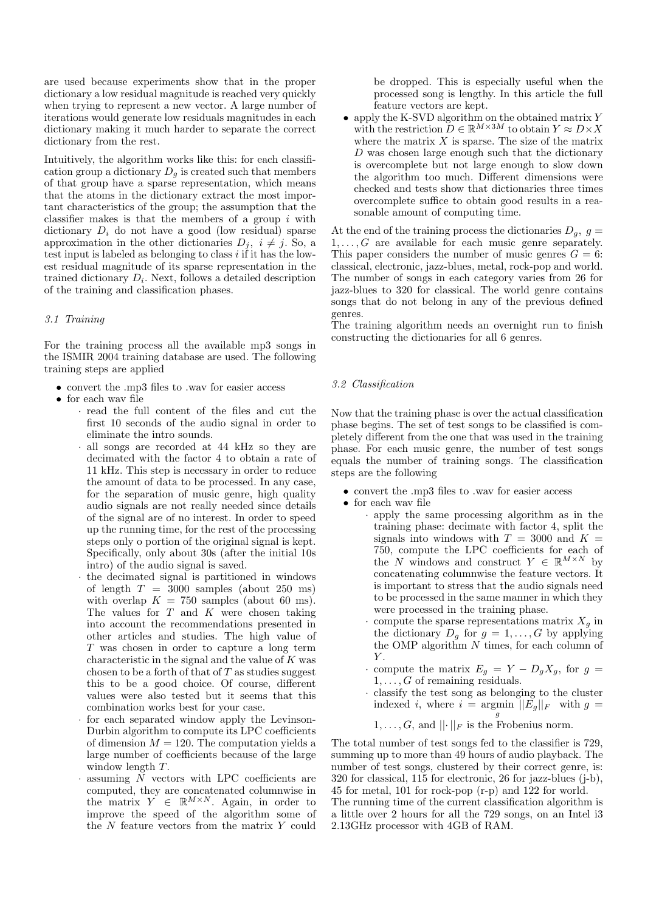are used because experiments show that in the proper dictionary a low residual magnitude is reached very quickly when trying to represent a new vector. A large number of iterations would generate low residuals magnitudes in each dictionary making it much harder to separate the correct dictionary from the rest.

Intuitively, the algorithm works like this: for each classification group a dictionary $D_g$ is created such that members of that group have a sparse representation, which means that the atoms in the dictionary extract the most important characteristics of the group; the assumption that the classifier makes is that the members of a group $i$ with dictionary $D_i$ do not have a good (low residual) sparse approximation in the other dictionaries $D_j,\ i \neq j$. So, a test input is labeled as belonging to class $i$ if it has the lowest residual magnitude of its sparse representation in the trained dictionary $D_i$. Next, follows a detailed description of the training and classification phases.

### *3.1 Training*

For the training process all the available mp3 songs in the ISMIR 2004 training database are used. The following training steps are applied

- convert the .mp3 files to .wav for easier access
- for each wav file
    - read the full content of the files and cut the first 10 seconds of the audio signal in order to eliminate the intro sounds.
    - all songs are recorded at 44 kHz so they are decimated with the factor 4 to obtain a rate of 11 kHz. This step is necessary in order to reduce the amount of data to be processed. In any case, for the separation of music genre, high quality audio signals are not really needed since details of the signal are of no interest. In order to speed up the running time, for the rest of the processing steps only o portion of the original signal is kept. Specifically, only about 30s (after the initial 10s intro) of the audio signal is saved.
    - the decimated signal is partitioned in windows of length $T = 3000$ samples (about 250 ms) with overlap $K = 750$ samples (about 60 ms). The values for $T$ and $K$ were chosen taking into account the recommendations presented in other articles and studies. The high value of $T$ was chosen in order to capture a long term characteristic in the signal and the value of $K$ was chosen to be a forth of that of $T$ as studies suggest this to be a good choice. Of course, different values were also tested but it seems that this combination works best for your case.
    - for each separated window apply the Levinson-Durbin algorithm to compute its LPC coefficients of dimension $M = 120$. The computation yields a large number of coefficients because of the large window length $T$.
    - assuming $N$ vectors with LPC coefficients are computed, they are concatenated columnwise in the matrix $Y \in \mathbb{R}^{M \times N}$. Again, in order to improve the speed of the algorithm some of the $N$ feature vectors from the matrix $Y$ could be dropped. This is especially useful when the processed song is lengthy. In this article the full feature vectors are kept.
- apply the K-SVD algorithm on the obtained matrix $Y$ with the restriction $D \in \mathbb{R}^{M \times 3M}$ to obtain $Y \approx D \times X$ where the matrix $X$ is sparse. The size of the matrix $D$ was chosen large enough such that the dictionary is overcomplete but not large enough to slow down the algorithm too much. Different dimensions were checked and tests show that dictionaries three times overcomplete suffice to obtain good results in a reasonable amount of computing time.

At the end of the training process the dictionaries $D_g,\ g = 1, \ldots, G$ are available for each music genre separately. This paper considers the number of music genres $G = 6$: classical, electronic, jazz-blues, metal, rock-pop and world. The number of songs in each category varies from 26 for jazz-blues to 320 for classical. The world genre contains songs that do not belong in any of the previous defined genres.
The training algorithm needs an overnight run to finish constructing the dictionaries for all 6 genres.

### *3.2 Classification*

Now that the training phase is over the actual classification phase begins. The set of test songs to be classified is completely different from the one that was used in the training phase. For each music genre, the number of test songs equals the number of training songs. The classification steps are the following

- convert the .mp3 files to .wav for easier access
- for each wav file
    - apply the same processing algorithm as in the training phase: decimate with factor 4, split the signals into windows with $T = 3000$ and $K = 750$, compute the LPC coefficients for each of the $N$ windows and construct $Y \in \mathbb{R}^{M \times N}$ by concatenating columnwise the feature vectors. It is important to stress that the audio signals need to be processed in the same manner in which they were processed in the training phase.
    - compute the sparse representations matrix $X_g$ in the dictionary $D_g$ for $g = 1, \ldots, G$ by applying the OMP algorithm $N$ times, for each column of $Y$.
    - compute the matrix $E_g = Y - D_g X_g$, for $g = 1, \ldots, G$ of remaining residuals.
    - classify the test song as belonging to the cluster indexed $i$, where $i = \underset{g}{\operatorname{argmin}} \|E_g\|_F$ with $g = 1, \ldots, G$, and $\|\cdot\|_F$ is the Frobenius norm.

The total number of test songs fed to the classifier is 729, summing up to more than 49 hours of audio playback. The number of test songs, clustered by their correct genre, is: 320 for classical, 115 for electronic, 26 for jazz-blues (j-b), 45 for metal, 101 for rock-pop (r-p) and 122 for world.
The running time of the current classification algorithm is a little over 2 hours for all the 729 songs, on an Intel i3 2.13GHz processor with 4GB of RAM.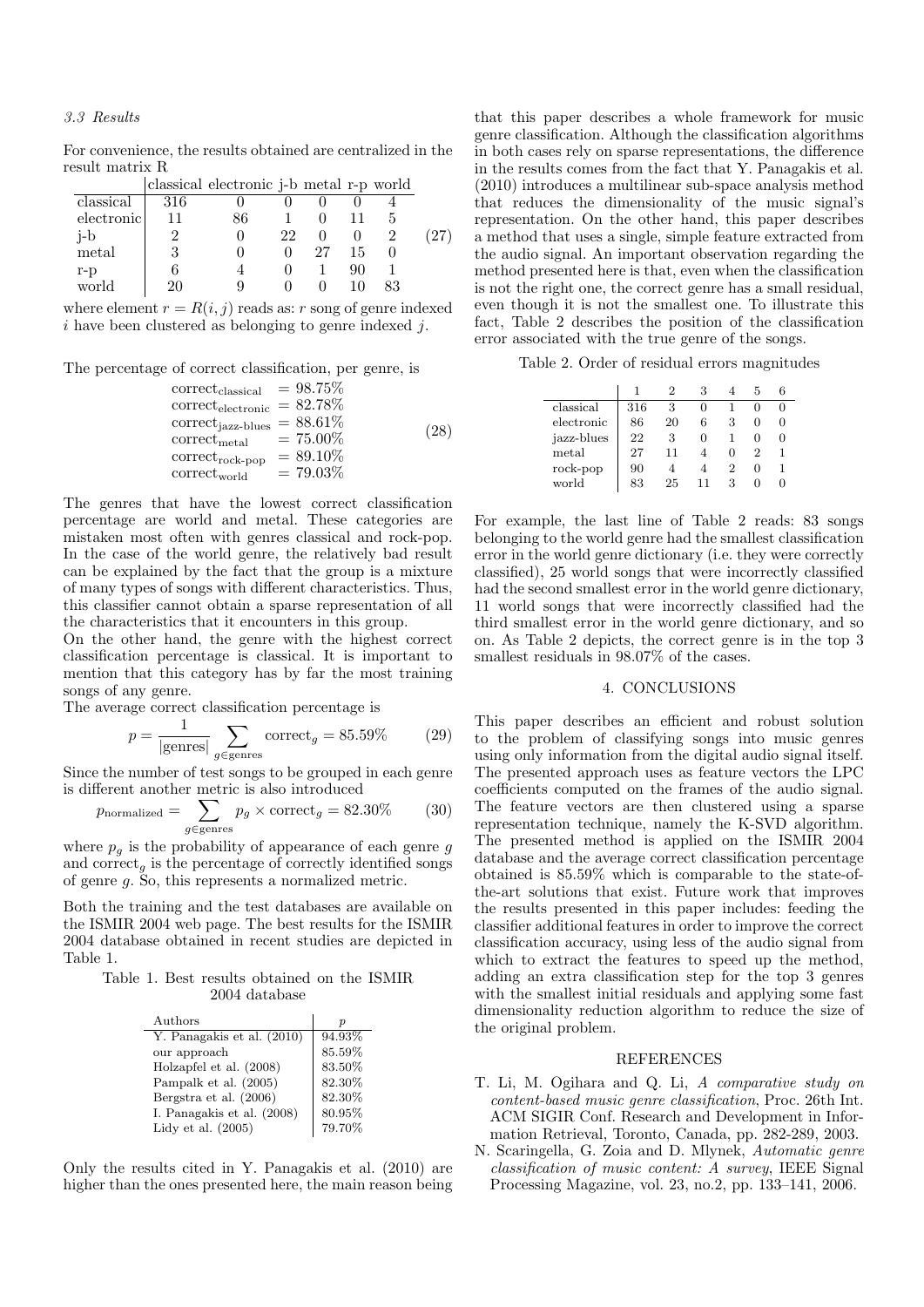### 3.3 Results

For convenience, the results obtained are centralized in the result matrix R

$$
\begin{array}{l|cccccc}
 & \text{classical} & \text{electronic} & \text{j-b} & \text{metal} & \text{r-p} & \text{world} \\
\hline
\text{classical} & 316 & 0 & 0 & 0 & 0 & 4 \\
\text{electronic} & 11 & 86 & 1 & 0 & 11 & 5 \\
\text{j-b} & 2 & 0 & 22 & 0 & 0 & 2 \\
\text{metal} & 3 & 0 & 0 & 27 & 15 & 0 \\
\text{r-p} & 6 & 4 & 0 & 1 & 90 & 1 \\
\text{world} & 20 & 9 & 0 & 0 & 10 & 83
\end{array}
\tag{27}
$$

where element $r = R(i, j)$ reads as: $r$ song of genre indexed $i$ have been clustered as belonging to genre indexed $j$.

The percentage of correct classification, per genre, is

$$
\begin{aligned}
\text{correct}_{\text{classical}} &= 98.75\% \\
\text{correct}_{\text{electronic}} &= 82.78\% \\
\text{correct}_{\text{jazz-blues}} &= 88.61\% \\
\text{correct}_{\text{metal}} &= 75.00\% \\
\text{correct}_{\text{rock-pop}} &= 89.10\% \\
\text{correct}_{\text{world}} &= 79.03\%
\end{aligned}
\tag{28}
$$

The genres that have the lowest correct classification percentage are world and metal. These categories are mistaken most often with genres classical and rock-pop. In the case of the world genre, the relatively bad result can be explained by the fact that the group is a mixture of many types of songs with different characteristics. Thus, this classifier cannot obtain a sparse representation of all the characteristics that it encounters in this group.

On the other hand, the genre with the highest correct classification percentage is classical. It is important to mention that this category has by far the most training songs of any genre.

The average correct classification percentage is

$$
p = \frac{1}{|\text{genres}|} \sum_{g \in \text{genres}} \text{correct}_g = 85.59\% \tag{29}
$$

Since the number of test songs to be grouped in each genre is different another metric is also introduced

$$
p_{\text{normalized}} = \sum_{g \in \text{genres}} p_g \times \text{correct}_g = 82.30\% \tag{30}
$$

where $p_g$ is the probability of appearance of each genre $g$ and $\text{correct}_g$ is the percentage of correctly identified songs of genre $g$. So, this represents a normalized metric.

Both the training and the test databases are available on the ISMIR 2004 web page. The best results for the ISMIR 2004 database obtained in recent studies are depicted in Table 1.

Table 1. Best results obtained on the ISMIR 2004 database

| Authors | $p$ |
|---|---|
| Y. Panagakis et al. (2010) | 94.93% |
| our approach | 85.59% |
| Holzapfel et al. (2008) | 83.50% |
| Pampalk et al. (2005) | 82.30% |
| Bergstra et al. (2006) | 82.30% |
| I. Panagakis et al. (2008) | 80.95% |
| Lidy et al. (2005) | 79.70% |

Only the results cited in Y. Panagakis et al. (2010) are higher than the ones presented here, the main reason being that this paper describes a whole framework for music genre classification. Although the classification algorithms in both cases rely on sparse representations, the difference in the results comes from the fact that Y. Panagakis et al. (2010) introduces a multilinear sub-space analysis method that reduces the dimensionality of the music signal's representation. On the other hand, this paper describes a method that uses a single, simple feature extracted from the audio signal. An important observation regarding the method presented here is that, even when the classification is not the right one, the correct genre has a small residual, even though it is not the smallest one. To illustrate this fact, Table 2 describes the position of the classification error associated with the true genre of the songs.

Table 2. Order of residual errors magnitudes

| | 1 | 2 | 3 | 4 | 5 | 6 |
|---|---|---|---|---|---|---|
| classical | 316 | 3 | 0 | 1 | 0 | 0 |
| electronic | 86 | 20 | 6 | 3 | 0 | 0 |
| jazz-blues | 22 | 3 | 0 | 1 | 0 | 0 |
| metal | 27 | 11 | 4 | 0 | 2 | 1 |
| rock-pop | 90 | 4 | 4 | 2 | 0 | 1 |
| world | 83 | 25 | 11 | 3 | 0 | 0 |

For example, the last line of Table 2 reads: 83 songs belonging to the world genre had the smallest classification error in the world genre dictionary (i.e. they were correctly classified), 25 world songs that were incorrectly classified had the second smallest error in the world genre dictionary, 11 world songs that were incorrectly classified had the third smallest error in the world genre dictionary, and so on. As Table 2 depicts, the correct genre is in the top 3 smallest residuals in 98.07% of the cases.

## 4. CONCLUSIONS

This paper describes an efficient and robust solution to the problem of classifying songs into music genres using only information from the digital audio signal itself. The presented approach uses as feature vectors the LPC coefficients computed on the frames of the audio signal. The feature vectors are then clustered using a sparse representation technique, namely the K-SVD algorithm. The presented method is applied on the ISMIR 2004 database and the average correct classification percentage obtained is 85.59% which is comparable to the state-of-the-art solutions that exist. Future work that improves the results presented in this paper includes: feeding the classifier additional features in order to improve the correct classification accuracy, using less of the audio signal from which to extract the features to speed up the method, adding an extra classification step for the top 3 genres with the smallest initial residuals and applying some fast dimensionality reduction algorithm to reduce the size of the original problem.

## REFERENCES

T. Li, M. Ogihara and Q. Li, *A comparative study on content-based music genre classification*, Proc. 26th Int. ACM SIGIR Conf. Research and Development in Information Retrieval, Toronto, Canada, pp. 282-289, 2003.

N. Scaringella, G. Zoia and D. Mlynek, *Automatic genre classification of music content: A survey*, IEEE Signal Processing Magazine, vol. 23, no.2, pp. 133–141, 2006.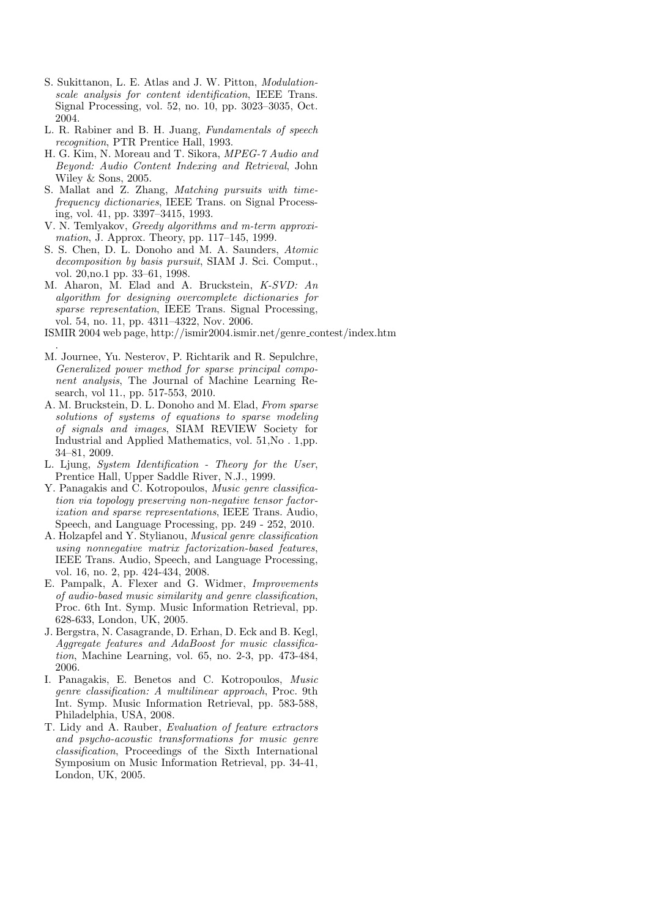S. Sukittanon, L. E. Atlas and J. W. Pitton, *Modulation-scale analysis for content identification*, IEEE Trans. Signal Processing, vol. 52, no. 10, pp. 3023–3035, Oct. 2004.

L. R. Rabiner and B. H. Juang, *Fundamentals of speech recognition*, PTR Prentice Hall, 1993.

H. G. Kim, N. Moreau and T. Sikora, *MPEG-7 Audio and Beyond: Audio Content Indexing and Retrieval*, John Wiley & Sons, 2005.

S. Mallat and Z. Zhang, *Matching pursuits with time-frequency dictionaries*, IEEE Trans. on Signal Processing, vol. 41, pp. 3397–3415, 1993.

V. N. Temlyakov, *Greedy algorithms and m-term approximation*, J. Approx. Theory, pp. 117–145, 1999.

S. S. Chen, D. L. Donoho and M. A. Saunders, *Atomic decomposition by basis pursuit*, SIAM J. Sci. Comput., vol. 20,no.1 pp. 33–61, 1998.

M. Aharon, M. Elad and A. Bruckstein, *K-SVD: An algorithm for designing overcomplete dictionaries for sparse representation*, IEEE Trans. Signal Processing, vol. 54, no. 11, pp. 4311–4322, Nov. 2006.

ISMIR 2004 web page, http://ismir2004.ismir.net/genre_contest/index.htm .

M. Journee, Yu. Nesterov, P. Richtarik and R. Sepulchre, *Generalized power method for sparse principal component analysis*, The Journal of Machine Learning Research, vol 11., pp. 517-553, 2010.

A. M. Bruckstein, D. L. Donoho and M. Elad, *From sparse solutions of systems of equations to sparse modeling of signals and images*, SIAM REVIEW Society for Industrial and Applied Mathematics, vol. 51,No . 1,pp. 34–81, 2009.

L. Ljung, *System Identification - Theory for the User*, Prentice Hall, Upper Saddle River, N.J., 1999.

Y. Panagakis and C. Kotropoulos, *Music genre classification via topology preserving non-negative tensor factorization and sparse representations*, IEEE Trans. Audio, Speech, and Language Processing, pp. 249 - 252, 2010.

A. Holzapfel and Y. Stylianou, *Musical genre classification using nonnegative matrix factorization-based features*, IEEE Trans. Audio, Speech, and Language Processing, vol. 16, no. 2, pp. 424-434, 2008.

E. Pampalk, A. Flexer and G. Widmer, *Improvements of audio-based music similarity and genre classification*, Proc. 6th Int. Symp. Music Information Retrieval, pp. 628-633, London, UK, 2005.

J. Bergstra, N. Casagrande, D. Erhan, D. Eck and B. Kegl, *Aggregate features and AdaBoost for music classification*, Machine Learning, vol. 65, no. 2-3, pp. 473-484, 2006.

I. Panagakis, E. Benetos and C. Kotropoulos, *Music genre classification: A multilinear approach*, Proc. 9th Int. Symp. Music Information Retrieval, pp. 583-588, Philadelphia, USA, 2008.

T. Lidy and A. Rauber, *Evaluation of feature extractors and psycho-acoustic transformations for music genre classification*, Proceedings of the Sixth International Symposium on Music Information Retrieval, pp. 34-41, London, UK, 2005.